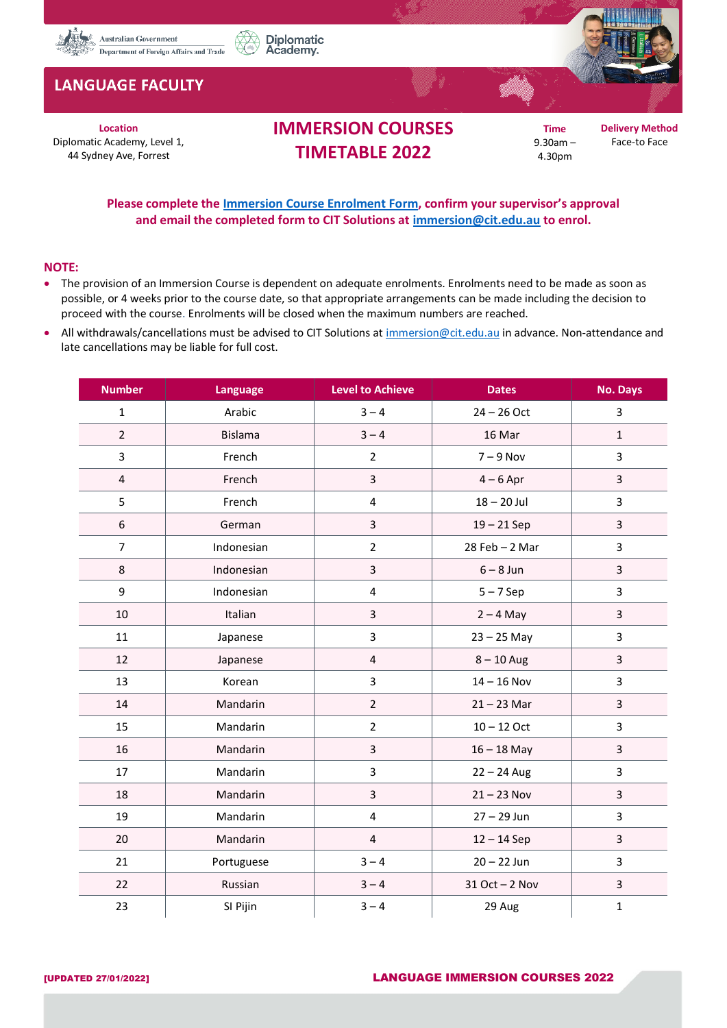Australian Government
Department of Foreign Affairs and Trade

Diplomatic Academy.

## LANGUAGE FACULTY

**Location**
Diplomatic Academy, Level 1,
44 Sydney Ave, Forrest

# IMMERSION COURSES TIMETABLE 2022

**Time**
9.30am – 4.30pm

**Delivery Method**
Face-to Face

**Please complete the Immersion Course Enrolment Form, confirm your supervisor's approval and email the completed form to CIT Solutions at immersion@cit.edu.au to enrol.**

**NOTE:**

- The provision of an Immersion Course is dependent on adequate enrolments. Enrolments need to be made as soon as possible, or 4 weeks prior to the course date, so that appropriate arrangements can be made including the decision to proceed with the course. Enrolments will be closed when the maximum numbers are reached.
- All withdrawals/cancellations must be advised to CIT Solutions at immersion@cit.edu.au in advance. Non-attendance and late cancellations may be liable for full cost.

| Number | Language | Level to Achieve | Dates | No. Days |
|---|---|---|---|---|
| 1 | Arabic | 3 – 4 | 24 – 26 Oct | 3 |
| 2 | Bislama | 3 – 4 | 16 Mar | 1 |
| 3 | French | 2 | 7 – 9 Nov | 3 |
| 4 | French | 3 | 4 – 6 Apr | 3 |
| 5 | French | 4 | 18 – 20 Jul | 3 |
| 6 | German | 3 | 19 – 21 Sep | 3 |
| 7 | Indonesian | 2 | 28 Feb – 2 Mar | 3 |
| 8 | Indonesian | 3 | 6 – 8 Jun | 3 |
| 9 | Indonesian | 4 | 5 – 7 Sep | 3 |
| 10 | Italian | 3 | 2 – 4 May | 3 |
| 11 | Japanese | 3 | 23 – 25 May | 3 |
| 12 | Japanese | 4 | 8 – 10 Aug | 3 |
| 13 | Korean | 3 | 14 – 16 Nov | 3 |
| 14 | Mandarin | 2 | 21 – 23 Mar | 3 |
| 15 | Mandarin | 2 | 10 – 12 Oct | 3 |
| 16 | Mandarin | 3 | 16 – 18 May | 3 |
| 17 | Mandarin | 3 | 22 – 24 Aug | 3 |
| 18 | Mandarin | 3 | 21 – 23 Nov | 3 |
| 19 | Mandarin | 4 | 27 – 29 Jun | 3 |
| 20 | Mandarin | 4 | 12 – 14 Sep | 3 |
| 21 | Portuguese | 3 – 4 | 20 – 22 Jun | 3 |
| 22 | Russian | 3 – 4 | 31 Oct – 2 Nov | 3 |
| 23 | SI Pijin | 3 – 4 | 29 Aug | 1 |

[UPDATED 27/01/2022]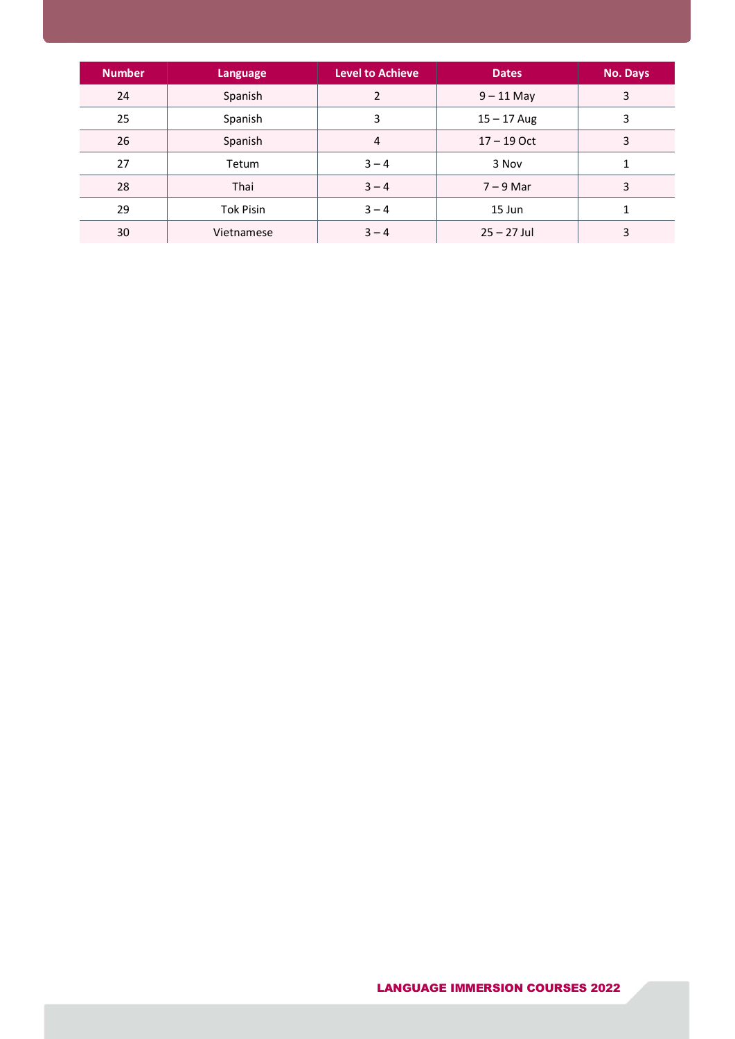| Number | Language | Level to Achieve | Dates | No. Days |
|---|---|---|---|---|
| 24 | Spanish | 2 | 9 – 11 May | 3 |
| 25 | Spanish | 3 | 15 – 17 Aug | 3 |
| 26 | Spanish | 4 | 17 – 19 Oct | 3 |
| 27 | Tetum | 3 – 4 | 3 Nov | 1 |
| 28 | Thai | 3 – 4 | 7 – 9 Mar | 3 |
| 29 | Tok Pisin | 3 – 4 | 15 Jun | 1 |
| 30 | Vietnamese | 3 – 4 | 25 – 27 Jul | 3 |